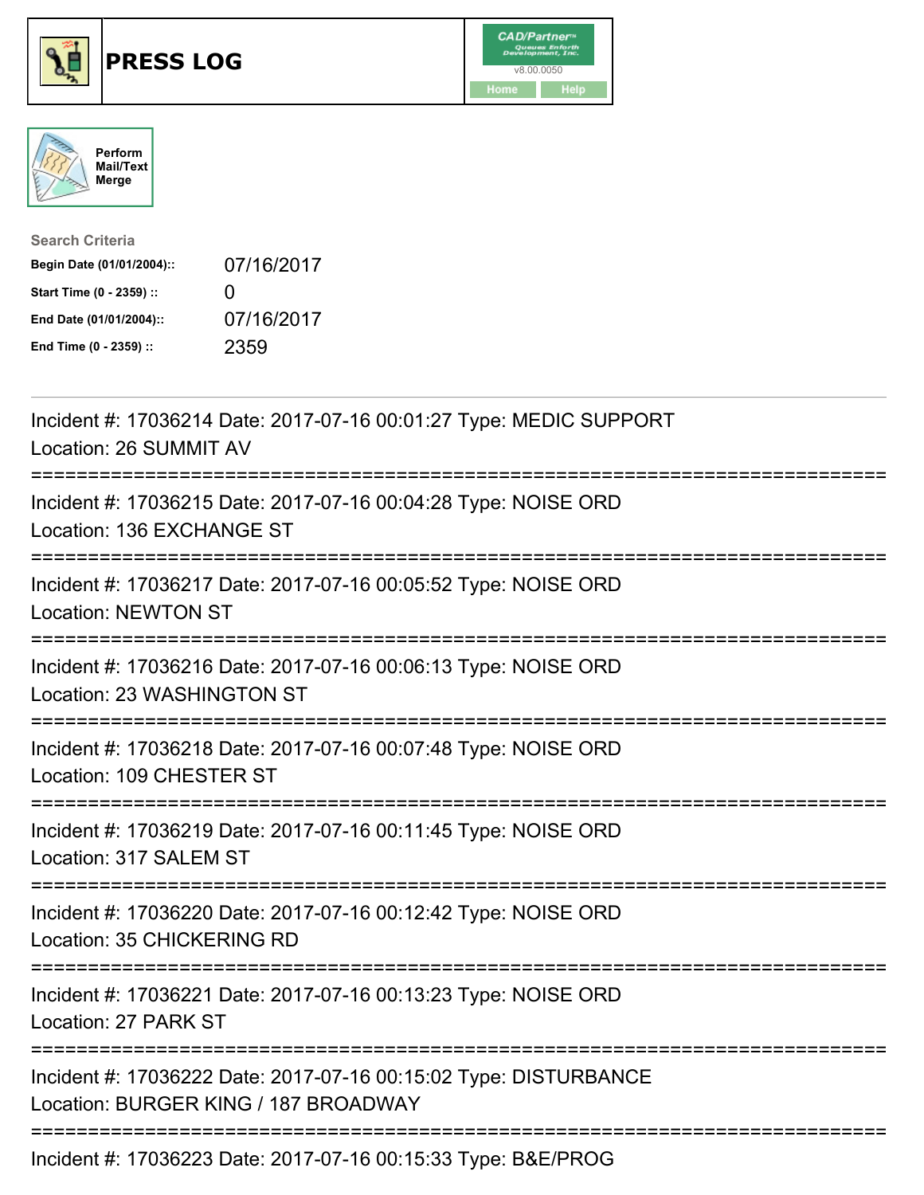# PRESS LOG

Perform Mail/Text Merge

**Search Criteria**

| | |
|---|---|
| **Begin Date (01/01/2004)::** | 07/16/2017 |
| **Start Time (0 - 2359) ::** | 0 |
| **End Date (01/01/2004)::** | 07/16/2017 |
| **End Time (0 - 2359) ::** | 2359 |

---

Incident #: 17036214 Date: 2017-07-16 00:01:27 Type: MEDIC SUPPORT
Location: 26 SUMMIT AV

===========================================================================

Incident #: 17036215 Date: 2017-07-16 00:04:28 Type: NOISE ORD
Location: 136 EXCHANGE ST

===========================================================================

Incident #: 17036217 Date: 2017-07-16 00:05:52 Type: NOISE ORD
Location: NEWTON ST

===========================================================================

Incident #: 17036216 Date: 2017-07-16 00:06:13 Type: NOISE ORD
Location: 23 WASHINGTON ST

===========================================================================

Incident #: 17036218 Date: 2017-07-16 00:07:48 Type: NOISE ORD
Location: 109 CHESTER ST

===========================================================================

Incident #: 17036219 Date: 2017-07-16 00:11:45 Type: NOISE ORD
Location: 317 SALEM ST

===========================================================================

Incident #: 17036220 Date: 2017-07-16 00:12:42 Type: NOISE ORD
Location: 35 CHICKERING RD

===========================================================================

Incident #: 17036221 Date: 2017-07-16 00:13:23 Type: NOISE ORD
Location: 27 PARK ST

===========================================================================

Incident #: 17036222 Date: 2017-07-16 00:15:02 Type: DISTURBANCE
Location: BURGER KING / 187 BROADWAY

===========================================================================

Incident #: 17036223 Date: 2017-07-16 00:15:33 Type: B&E/PROG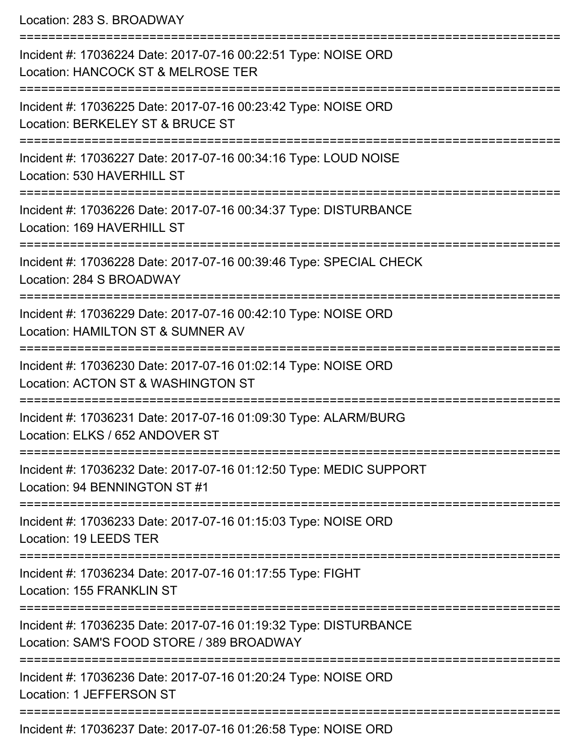Location: 283 S. BROADWAY

===========================================================================

Incident #: 17036224 Date: 2017-07-16 00:22:51 Type: NOISE ORD
Location: HANCOCK ST & MELROSE TER

===========================================================================

Incident #: 17036225 Date: 2017-07-16 00:23:42 Type: NOISE ORD
Location: BERKELEY ST & BRUCE ST

===========================================================================

Incident #: 17036227 Date: 2017-07-16 00:34:16 Type: LOUD NOISE
Location: 530 HAVERHILL ST

===========================================================================

Incident #: 17036226 Date: 2017-07-16 00:34:37 Type: DISTURBANCE
Location: 169 HAVERHILL ST

===========================================================================

Incident #: 17036228 Date: 2017-07-16 00:39:46 Type: SPECIAL CHECK
Location: 284 S BROADWAY

===========================================================================

Incident #: 17036229 Date: 2017-07-16 00:42:10 Type: NOISE ORD
Location: HAMILTON ST & SUMNER AV

===========================================================================

Incident #: 17036230 Date: 2017-07-16 01:02:14 Type: NOISE ORD
Location: ACTON ST & WASHINGTON ST

===========================================================================

Incident #: 17036231 Date: 2017-07-16 01:09:30 Type: ALARM/BURG
Location: ELKS / 652 ANDOVER ST

===========================================================================

Incident #: 17036232 Date: 2017-07-16 01:12:50 Type: MEDIC SUPPORT
Location: 94 BENNINGTON ST #1

===========================================================================

Incident #: 17036233 Date: 2017-07-16 01:15:03 Type: NOISE ORD
Location: 19 LEEDS TER

===========================================================================

Incident #: 17036234 Date: 2017-07-16 01:17:55 Type: FIGHT
Location: 155 FRANKLIN ST

===========================================================================

Incident #: 17036235 Date: 2017-07-16 01:19:32 Type: DISTURBANCE
Location: SAM'S FOOD STORE / 389 BROADWAY

===========================================================================

Incident #: 17036236 Date: 2017-07-16 01:20:24 Type: NOISE ORD
Location: 1 JEFFERSON ST

===========================================================================

Incident #: 17036237 Date: 2017-07-16 01:26:58 Type: NOISE ORD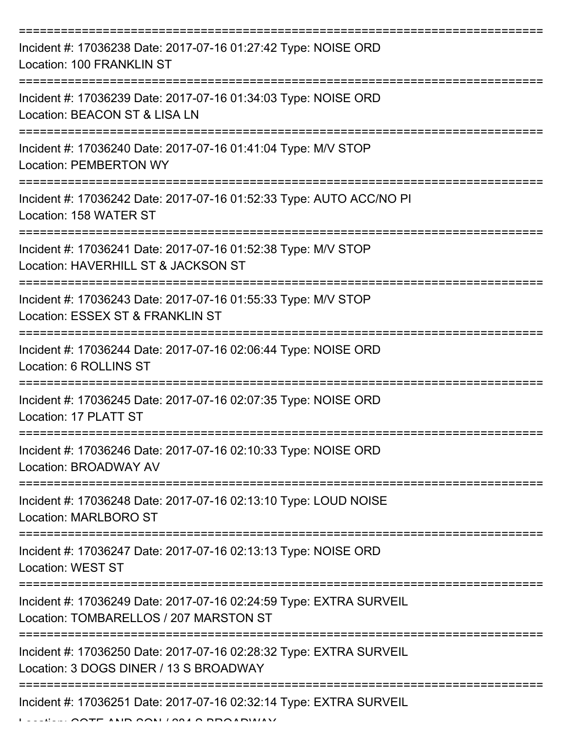===========================================================================

Incident #: 17036238 Date: 2017-07-16 01:27:42 Type: NOISE ORD
Location: 100 FRANKLIN ST

===========================================================================

Incident #: 17036239 Date: 2017-07-16 01:34:03 Type: NOISE ORD
Location: BEACON ST & LISA LN

===========================================================================

Incident #: 17036240 Date: 2017-07-16 01:41:04 Type: M/V STOP
Location: PEMBERTON WY

===========================================================================

Incident #: 17036242 Date: 2017-07-16 01:52:33 Type: AUTO ACC/NO PI
Location: 158 WATER ST

===========================================================================

Incident #: 17036241 Date: 2017-07-16 01:52:38 Type: M/V STOP
Location: HAVERHILL ST & JACKSON ST

===========================================================================

Incident #: 17036243 Date: 2017-07-16 01:55:33 Type: M/V STOP
Location: ESSEX ST & FRANKLIN ST

===========================================================================

Incident #: 17036244 Date: 2017-07-16 02:06:44 Type: NOISE ORD
Location: 6 ROLLINS ST

===========================================================================

Incident #: 17036245 Date: 2017-07-16 02:07:35 Type: NOISE ORD
Location: 17 PLATT ST

===========================================================================

Incident #: 17036246 Date: 2017-07-16 02:10:33 Type: NOISE ORD
Location: BROADWAY AV

===========================================================================

Incident #: 17036248 Date: 2017-07-16 02:13:10 Type: LOUD NOISE
Location: MARLBORO ST

===========================================================================

Incident #: 17036247 Date: 2017-07-16 02:13:13 Type: NOISE ORD
Location: WEST ST

===========================================================================

Incident #: 17036249 Date: 2017-07-16 02:24:59 Type: EXTRA SURVEIL
Location: TOMBARELLOS / 207 MARSTON ST

===========================================================================

Incident #: 17036250 Date: 2017-07-16 02:28:32 Type: EXTRA SURVEIL
Location: 3 DOGS DINER / 13 S BROADWAY

===========================================================================

Incident #: 17036251 Date: 2017-07-16 02:32:14 Type: EXTRA SURVEIL
Location: COTE AND SON / 284 S BROADWAY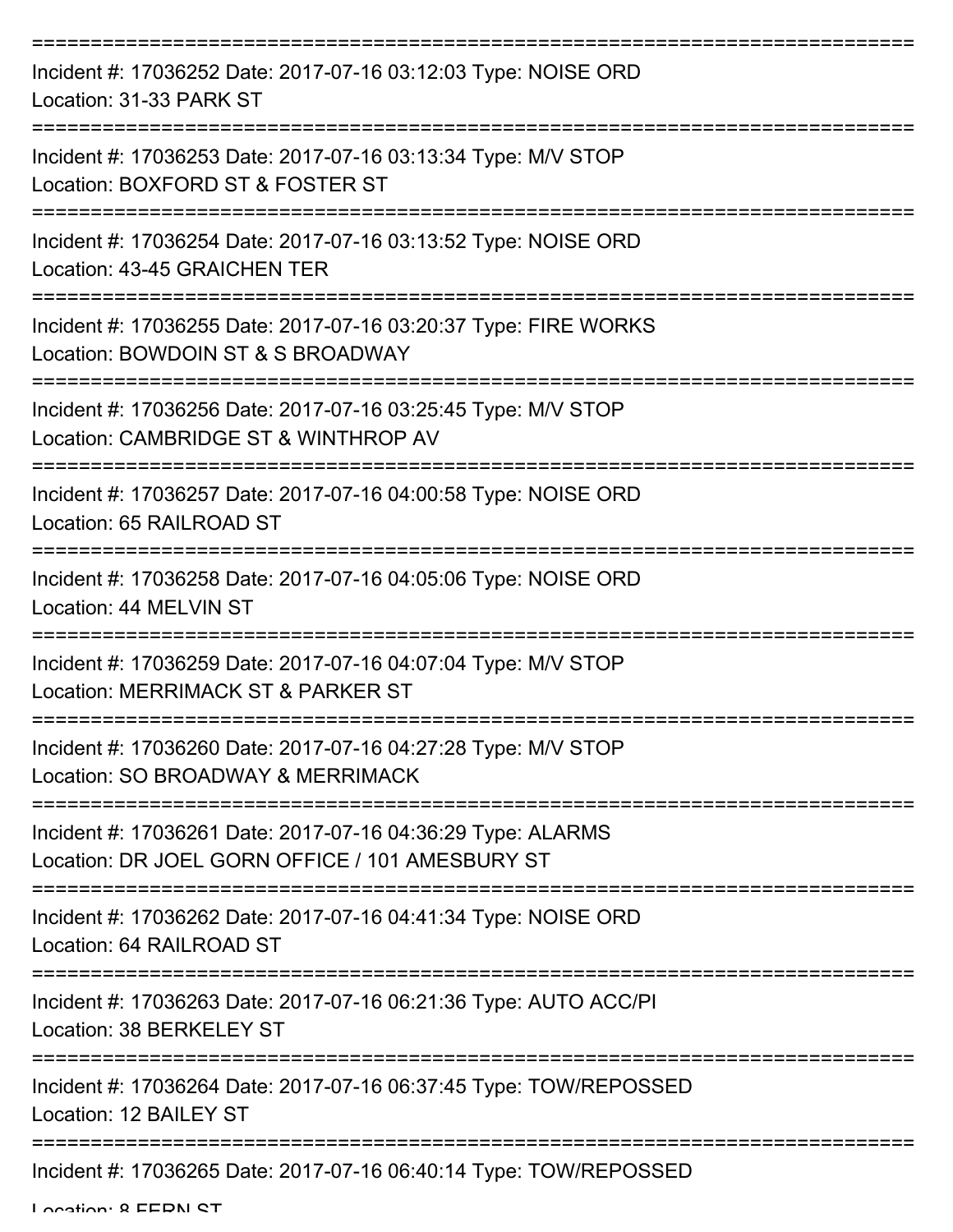===========================================================================

Incident #: 17036252 Date: 2017-07-16 03:12:03 Type: NOISE ORD
Location: 31-33 PARK ST

===========================================================================

Incident #: 17036253 Date: 2017-07-16 03:13:34 Type: M/V STOP
Location: BOXFORD ST & FOSTER ST

===========================================================================

Incident #: 17036254 Date: 2017-07-16 03:13:52 Type: NOISE ORD
Location: 43-45 GRAICHEN TER

===========================================================================

Incident #: 17036255 Date: 2017-07-16 03:20:37 Type: FIRE WORKS
Location: BOWDOIN ST & S BROADWAY

===========================================================================

Incident #: 17036256 Date: 2017-07-16 03:25:45 Type: M/V STOP
Location: CAMBRIDGE ST & WINTHROP AV

===========================================================================

Incident #: 17036257 Date: 2017-07-16 04:00:58 Type: NOISE ORD
Location: 65 RAILROAD ST

===========================================================================

Incident #: 17036258 Date: 2017-07-16 04:05:06 Type: NOISE ORD
Location: 44 MELVIN ST

===========================================================================

Incident #: 17036259 Date: 2017-07-16 04:07:04 Type: M/V STOP
Location: MERRIMACK ST & PARKER ST

===========================================================================

Incident #: 17036260 Date: 2017-07-16 04:27:28 Type: M/V STOP
Location: SO BROADWAY & MERRIMACK

===========================================================================

Incident #: 17036261 Date: 2017-07-16 04:36:29 Type: ALARMS
Location: DR JOEL GORN OFFICE / 101 AMESBURY ST

===========================================================================

Incident #: 17036262 Date: 2017-07-16 04:41:34 Type: NOISE ORD
Location: 64 RAILROAD ST

===========================================================================

Incident #: 17036263 Date: 2017-07-16 06:21:36 Type: AUTO ACC/PI
Location: 38 BERKELEY ST

===========================================================================

Incident #: 17036264 Date: 2017-07-16 06:37:45 Type: TOW/REPOSSED
Location: 12 BAILEY ST

===========================================================================

Incident #: 17036265 Date: 2017-07-16 06:40:14 Type: TOW/REPOSSED
Location: 8 FERN ST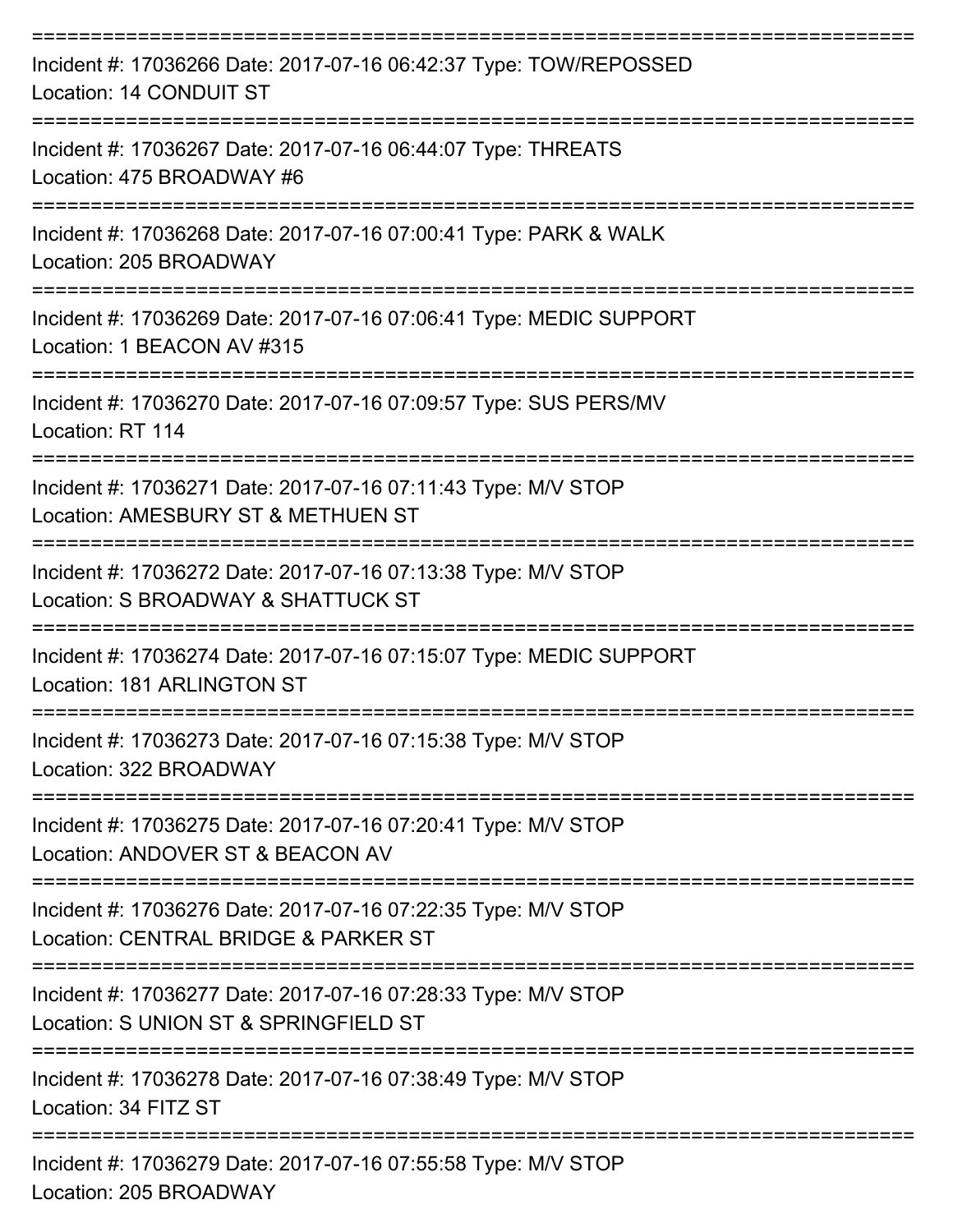===========================================================================

Incident #: 17036266 Date: 2017-07-16 06:42:37 Type: TOW/REPOSSED
Location: 14 CONDUIT ST

===========================================================================

Incident #: 17036267 Date: 2017-07-16 06:44:07 Type: THREATS
Location: 475 BROADWAY #6

===========================================================================

Incident #: 17036268 Date: 2017-07-16 07:00:41 Type: PARK & WALK
Location: 205 BROADWAY

===========================================================================

Incident #: 17036269 Date: 2017-07-16 07:06:41 Type: MEDIC SUPPORT
Location: 1 BEACON AV #315

===========================================================================

Incident #: 17036270 Date: 2017-07-16 07:09:57 Type: SUS PERS/MV
Location: RT 114

===========================================================================

Incident #: 17036271 Date: 2017-07-16 07:11:43 Type: M/V STOP
Location: AMESBURY ST & METHUEN ST

===========================================================================

Incident #: 17036272 Date: 2017-07-16 07:13:38 Type: M/V STOP
Location: S BROADWAY & SHATTUCK ST

===========================================================================

Incident #: 17036274 Date: 2017-07-16 07:15:07 Type: MEDIC SUPPORT
Location: 181 ARLINGTON ST

===========================================================================

Incident #: 17036273 Date: 2017-07-16 07:15:38 Type: M/V STOP
Location: 322 BROADWAY

===========================================================================

Incident #: 17036275 Date: 2017-07-16 07:20:41 Type: M/V STOP
Location: ANDOVER ST & BEACON AV

===========================================================================

Incident #: 17036276 Date: 2017-07-16 07:22:35 Type: M/V STOP
Location: CENTRAL BRIDGE & PARKER ST

===========================================================================

Incident #: 17036277 Date: 2017-07-16 07:28:33 Type: M/V STOP
Location: S UNION ST & SPRINGFIELD ST

===========================================================================

Incident #: 17036278 Date: 2017-07-16 07:38:49 Type: M/V STOP
Location: 34 FITZ ST

===========================================================================

Incident #: 17036279 Date: 2017-07-16 07:55:58 Type: M/V STOP
Location: 205 BROADWAY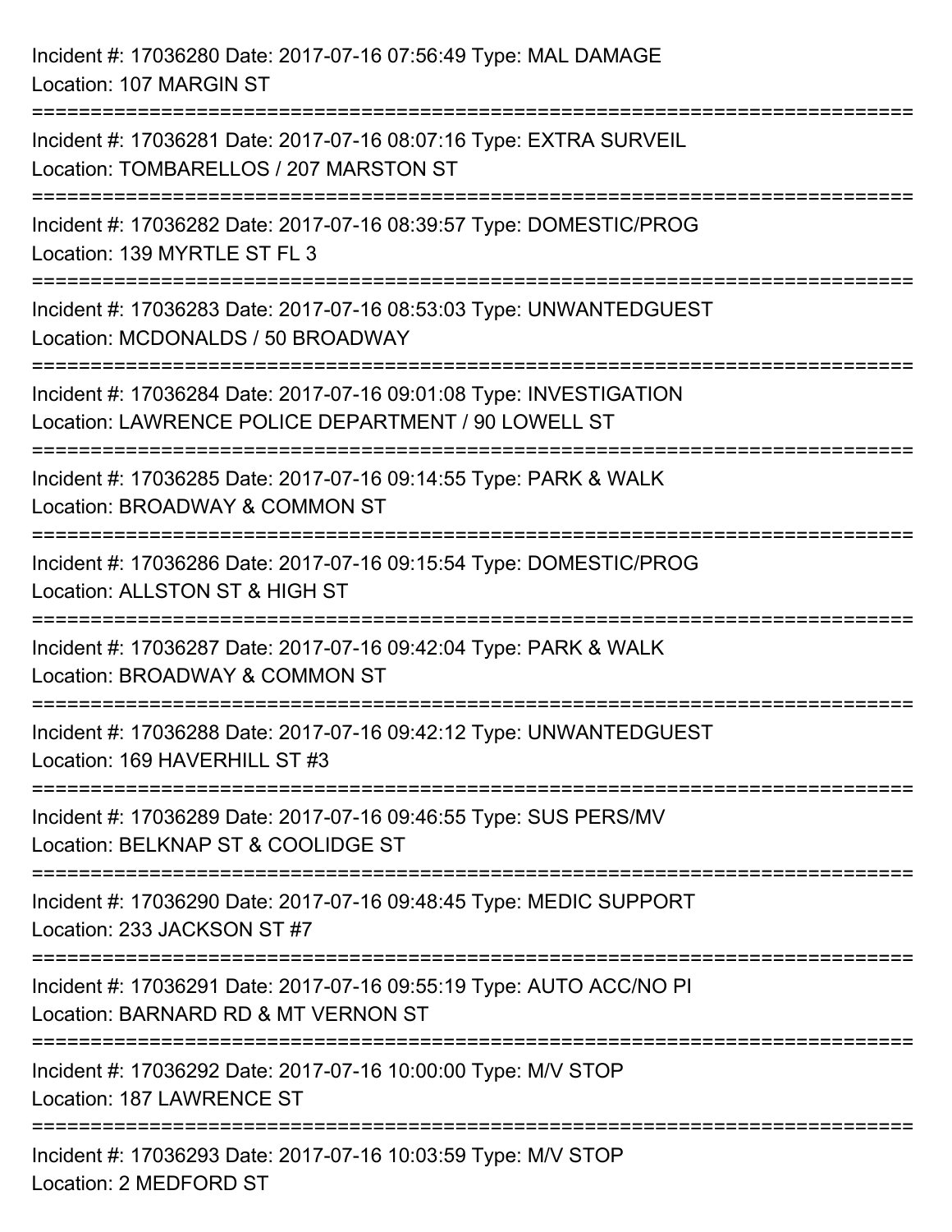Incident #: 17036280 Date: 2017-07-16 07:56:49 Type: MAL DAMAGE
Location: 107 MARGIN ST

===========================================================================

Incident #: 17036281 Date: 2017-07-16 08:07:16 Type: EXTRA SURVEIL
Location: TOMBARELLOS / 207 MARSTON ST

===========================================================================

Incident #: 17036282 Date: 2017-07-16 08:39:57 Type: DOMESTIC/PROG
Location: 139 MYRTLE ST FL 3

===========================================================================

Incident #: 17036283 Date: 2017-07-16 08:53:03 Type: UNWANTEDGUEST
Location: MCDONALDS / 50 BROADWAY

===========================================================================

Incident #: 17036284 Date: 2017-07-16 09:01:08 Type: INVESTIGATION
Location: LAWRENCE POLICE DEPARTMENT / 90 LOWELL ST

===========================================================================

Incident #: 17036285 Date: 2017-07-16 09:14:55 Type: PARK & WALK
Location: BROADWAY & COMMON ST

===========================================================================

Incident #: 17036286 Date: 2017-07-16 09:15:54 Type: DOMESTIC/PROG
Location: ALLSTON ST & HIGH ST

===========================================================================

Incident #: 17036287 Date: 2017-07-16 09:42:04 Type: PARK & WALK
Location: BROADWAY & COMMON ST

===========================================================================

Incident #: 17036288 Date: 2017-07-16 09:42:12 Type: UNWANTEDGUEST
Location: 169 HAVERHILL ST #3

===========================================================================

Incident #: 17036289 Date: 2017-07-16 09:46:55 Type: SUS PERS/MV
Location: BELKNAP ST & COOLIDGE ST

===========================================================================

Incident #: 17036290 Date: 2017-07-16 09:48:45 Type: MEDIC SUPPORT
Location: 233 JACKSON ST #7

===========================================================================

Incident #: 17036291 Date: 2017-07-16 09:55:19 Type: AUTO ACC/NO PI
Location: BARNARD RD & MT VERNON ST

===========================================================================

Incident #: 17036292 Date: 2017-07-16 10:00:00 Type: M/V STOP
Location: 187 LAWRENCE ST

===========================================================================

Incident #: 17036293 Date: 2017-07-16 10:03:59 Type: M/V STOP
Location: 2 MEDFORD ST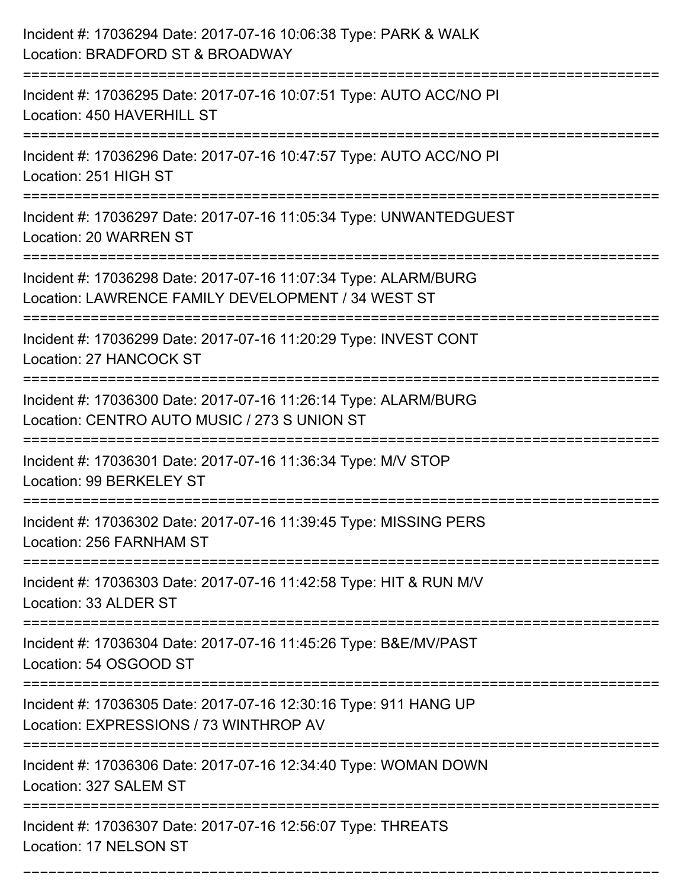Incident #: 17036294 Date: 2017-07-16 10:06:38 Type: PARK & WALK
Location: BRADFORD ST & BROADWAY

===========================================================================

Incident #: 17036295 Date: 2017-07-16 10:07:51 Type: AUTO ACC/NO PI
Location: 450 HAVERHILL ST

===========================================================================

Incident #: 17036296 Date: 2017-07-16 10:47:57 Type: AUTO ACC/NO PI
Location: 251 HIGH ST

===========================================================================

Incident #: 17036297 Date: 2017-07-16 11:05:34 Type: UNWANTEDGUEST
Location: 20 WARREN ST

===========================================================================

Incident #: 17036298 Date: 2017-07-16 11:07:34 Type: ALARM/BURG
Location: LAWRENCE FAMILY DEVELOPMENT / 34 WEST ST

===========================================================================

Incident #: 17036299 Date: 2017-07-16 11:20:29 Type: INVEST CONT
Location: 27 HANCOCK ST

===========================================================================

Incident #: 17036300 Date: 2017-07-16 11:26:14 Type: ALARM/BURG
Location: CENTRO AUTO MUSIC / 273 S UNION ST

===========================================================================

Incident #: 17036301 Date: 2017-07-16 11:36:34 Type: M/V STOP
Location: 99 BERKELEY ST

===========================================================================

Incident #: 17036302 Date: 2017-07-16 11:39:45 Type: MISSING PERS
Location: 256 FARNHAM ST

===========================================================================

Incident #: 17036303 Date: 2017-07-16 11:42:58 Type: HIT & RUN M/V
Location: 33 ALDER ST

===========================================================================

Incident #: 17036304 Date: 2017-07-16 11:45:26 Type: B&E/MV/PAST
Location: 54 OSGOOD ST

===========================================================================

Incident #: 17036305 Date: 2017-07-16 12:30:16 Type: 911 HANG UP
Location: EXPRESSIONS / 73 WINTHROP AV

===========================================================================

Incident #: 17036306 Date: 2017-07-16 12:34:40 Type: WOMAN DOWN
Location: 327 SALEM ST

===========================================================================

Incident #: 17036307 Date: 2017-07-16 12:56:07 Type: THREATS
Location: 17 NELSON ST

===========================================================================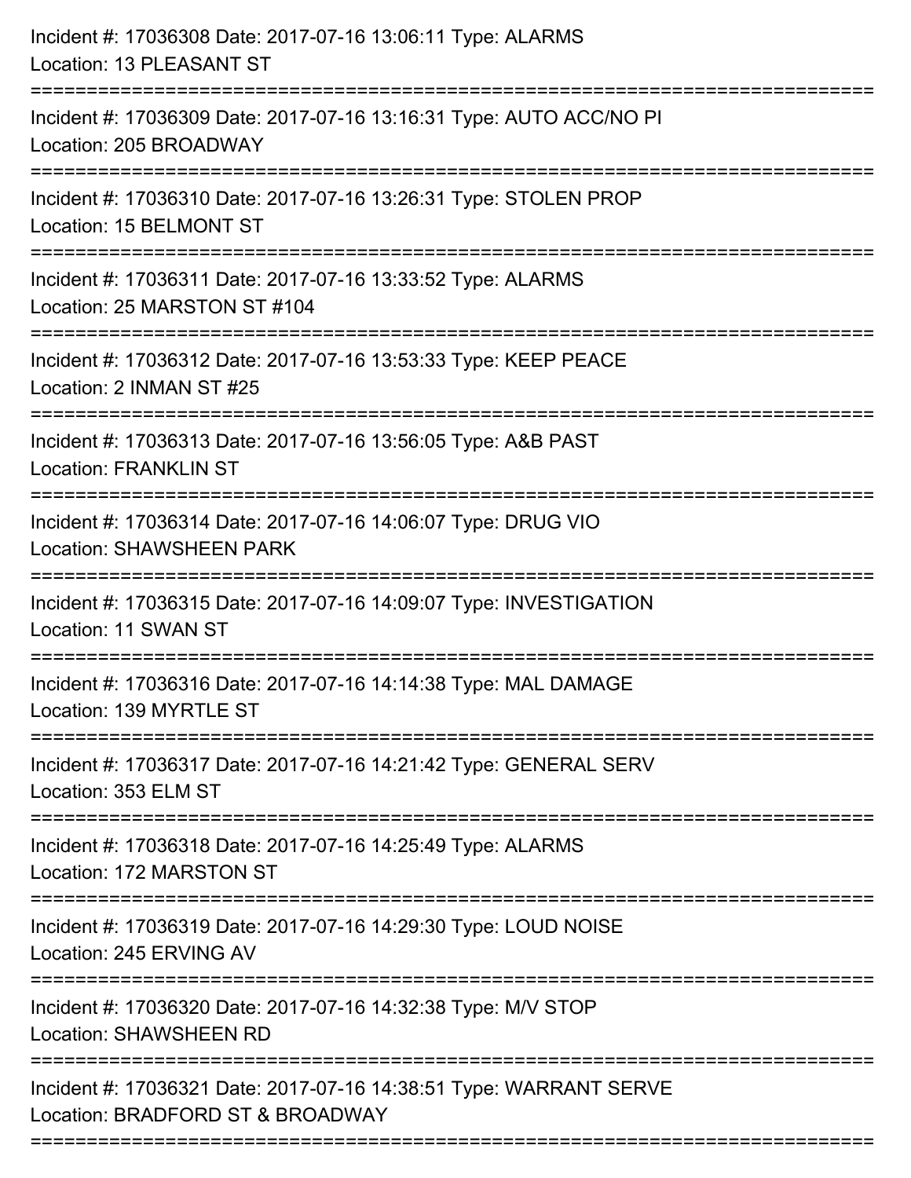Incident #: 17036308 Date: 2017-07-16 13:06:11 Type: ALARMS
Location: 13 PLEASANT ST

===========================================================================

Incident #: 17036309 Date: 2017-07-16 13:16:31 Type: AUTO ACC/NO PI
Location: 205 BROADWAY

===========================================================================

Incident #: 17036310 Date: 2017-07-16 13:26:31 Type: STOLEN PROP
Location: 15 BELMONT ST

===========================================================================

Incident #: 17036311 Date: 2017-07-16 13:33:52 Type: ALARMS
Location: 25 MARSTON ST #104

===========================================================================

Incident #: 17036312 Date: 2017-07-16 13:53:33 Type: KEEP PEACE
Location: 2 INMAN ST #25

===========================================================================

Incident #: 17036313 Date: 2017-07-16 13:56:05 Type: A&B PAST
Location: FRANKLIN ST

===========================================================================

Incident #: 17036314 Date: 2017-07-16 14:06:07 Type: DRUG VIO
Location: SHAWSHEEN PARK

===========================================================================

Incident #: 17036315 Date: 2017-07-16 14:09:07 Type: INVESTIGATION
Location: 11 SWAN ST

===========================================================================

Incident #: 17036316 Date: 2017-07-16 14:14:38 Type: MAL DAMAGE
Location: 139 MYRTLE ST

===========================================================================

Incident #: 17036317 Date: 2017-07-16 14:21:42 Type: GENERAL SERV
Location: 353 ELM ST

===========================================================================

Incident #: 17036318 Date: 2017-07-16 14:25:49 Type: ALARMS
Location: 172 MARSTON ST

===========================================================================

Incident #: 17036319 Date: 2017-07-16 14:29:30 Type: LOUD NOISE
Location: 245 ERVING AV

===========================================================================

Incident #: 17036320 Date: 2017-07-16 14:32:38 Type: M/V STOP
Location: SHAWSHEEN RD

===========================================================================

Incident #: 17036321 Date: 2017-07-16 14:38:51 Type: WARRANT SERVE
Location: BRADFORD ST & BROADWAY

===========================================================================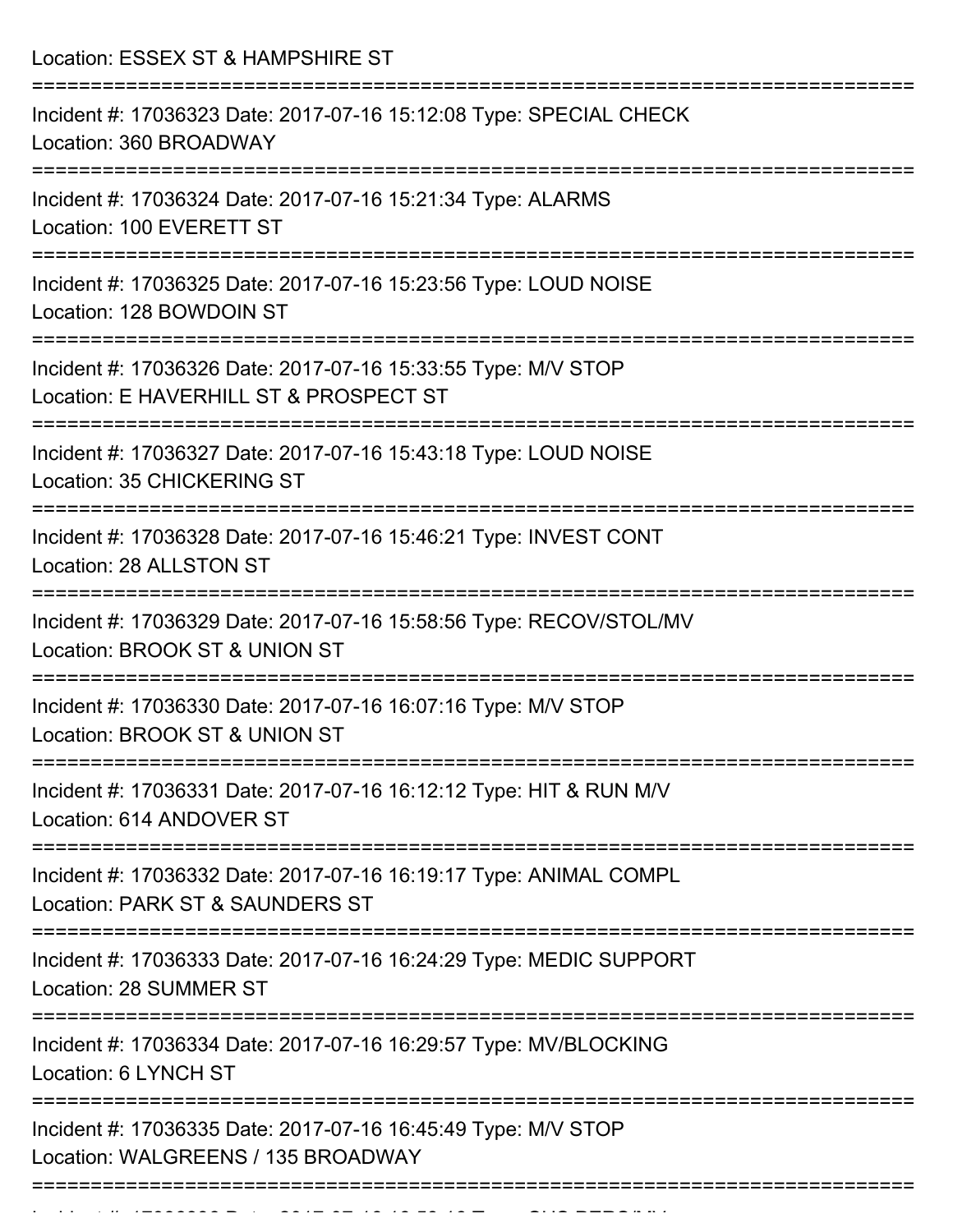Location: ESSEX ST & HAMPSHIRE ST

===========================================================================

Incident #: 17036323 Date: 2017-07-16 15:12:08 Type: SPECIAL CHECK
Location: 360 BROADWAY

===========================================================================

Incident #: 17036324 Date: 2017-07-16 15:21:34 Type: ALARMS
Location: 100 EVERETT ST

===========================================================================

Incident #: 17036325 Date: 2017-07-16 15:23:56 Type: LOUD NOISE
Location: 128 BOWDOIN ST

===========================================================================

Incident #: 17036326 Date: 2017-07-16 15:33:55 Type: M/V STOP
Location: E HAVERHILL ST & PROSPECT ST

===========================================================================

Incident #: 17036327 Date: 2017-07-16 15:43:18 Type: LOUD NOISE
Location: 35 CHICKERING ST

===========================================================================

Incident #: 17036328 Date: 2017-07-16 15:46:21 Type: INVEST CONT
Location: 28 ALLSTON ST

===========================================================================

Incident #: 17036329 Date: 2017-07-16 15:58:56 Type: RECOV/STOL/MV
Location: BROOK ST & UNION ST

===========================================================================

Incident #: 17036330 Date: 2017-07-16 16:07:16 Type: M/V STOP
Location: BROOK ST & UNION ST

===========================================================================

Incident #: 17036331 Date: 2017-07-16 16:12:12 Type: HIT & RUN M/V
Location: 614 ANDOVER ST

===========================================================================

Incident #: 17036332 Date: 2017-07-16 16:19:17 Type: ANIMAL COMPL
Location: PARK ST & SAUNDERS ST

===========================================================================

Incident #: 17036333 Date: 2017-07-16 16:24:29 Type: MEDIC SUPPORT
Location: 28 SUMMER ST

===========================================================================

Incident #: 17036334 Date: 2017-07-16 16:29:57 Type: MV/BLOCKING
Location: 6 LYNCH ST

===========================================================================

Incident #: 17036335 Date: 2017-07-16 16:45:49 Type: M/V STOP
Location: WALGREENS / 135 BROADWAY

===========================================================================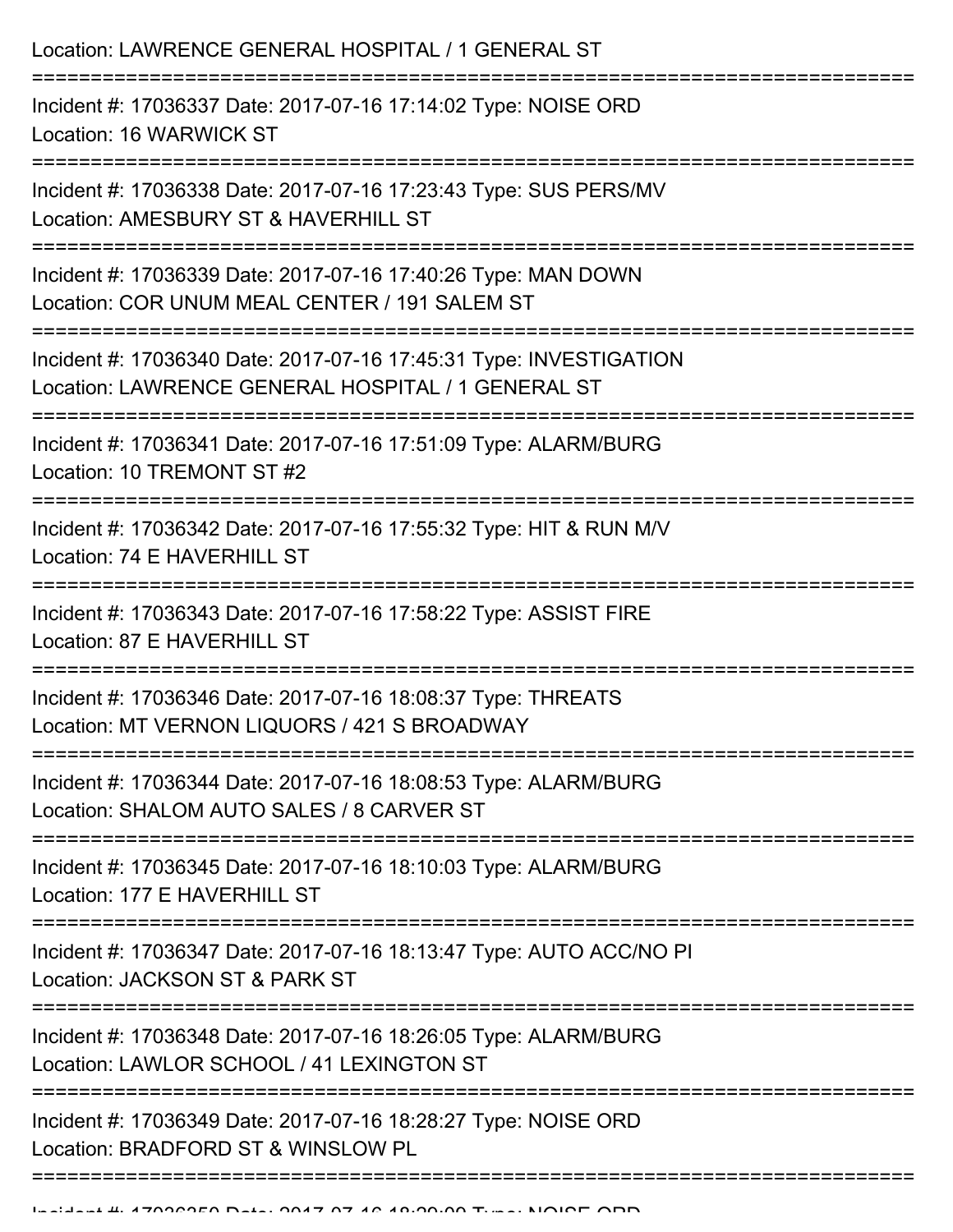Location: LAWRENCE GENERAL HOSPITAL / 1 GENERAL ST

===========================================================================

Incident #: 17036337 Date: 2017-07-16 17:14:02 Type: NOISE ORD
Location: 16 WARWICK ST

===========================================================================

Incident #: 17036338 Date: 2017-07-16 17:23:43 Type: SUS PERS/MV
Location: AMESBURY ST & HAVERHILL ST

===========================================================================

Incident #: 17036339 Date: 2017-07-16 17:40:26 Type: MAN DOWN
Location: COR UNUM MEAL CENTER / 191 SALEM ST

===========================================================================

Incident #: 17036340 Date: 2017-07-16 17:45:31 Type: INVESTIGATION
Location: LAWRENCE GENERAL HOSPITAL / 1 GENERAL ST

===========================================================================

Incident #: 17036341 Date: 2017-07-16 17:51:09 Type: ALARM/BURG
Location: 10 TREMONT ST #2

===========================================================================

Incident #: 17036342 Date: 2017-07-16 17:55:32 Type: HIT & RUN M/V
Location: 74 E HAVERHILL ST

===========================================================================

Incident #: 17036343 Date: 2017-07-16 17:58:22 Type: ASSIST FIRE
Location: 87 E HAVERHILL ST

===========================================================================

Incident #: 17036346 Date: 2017-07-16 18:08:37 Type: THREATS
Location: MT VERNON LIQUORS / 421 S BROADWAY

===========================================================================

Incident #: 17036344 Date: 2017-07-16 18:08:53 Type: ALARM/BURG
Location: SHALOM AUTO SALES / 8 CARVER ST

===========================================================================

Incident #: 17036345 Date: 2017-07-16 18:10:03 Type: ALARM/BURG
Location: 177 E HAVERHILL ST

===========================================================================

Incident #: 17036347 Date: 2017-07-16 18:13:47 Type: AUTO ACC/NO PI
Location: JACKSON ST & PARK ST

===========================================================================

Incident #: 17036348 Date: 2017-07-16 18:26:05 Type: ALARM/BURG
Location: LAWLOR SCHOOL / 41 LEXINGTON ST

===========================================================================

Incident #: 17036349 Date: 2017-07-16 18:28:27 Type: NOISE ORD
Location: BRADFORD ST & WINSLOW PL

===========================================================================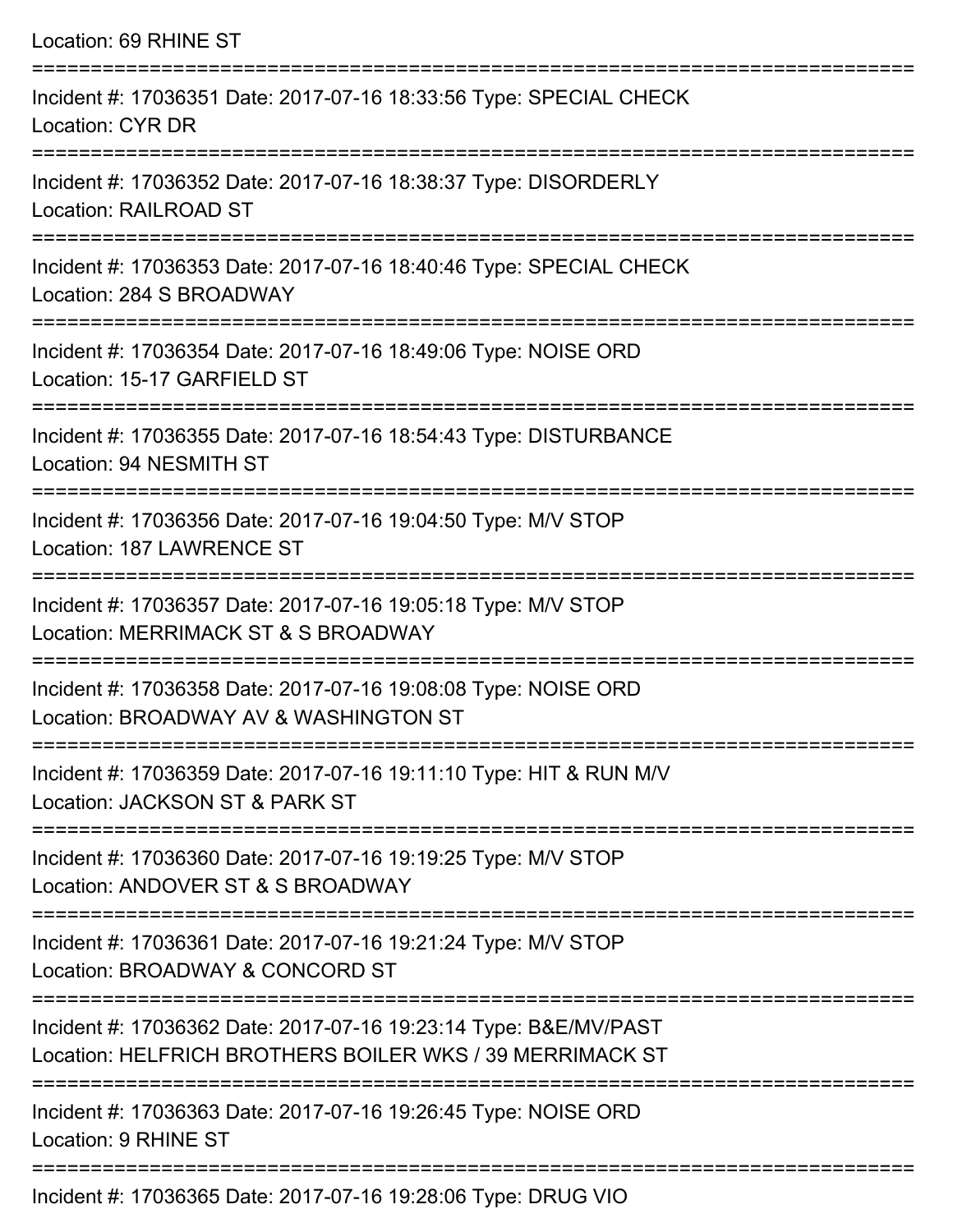Location: 69 RHINE ST

===========================================================================

Incident #: 17036351 Date: 2017-07-16 18:33:56 Type: SPECIAL CHECK
Location: CYR DR

===========================================================================

Incident #: 17036352 Date: 2017-07-16 18:38:37 Type: DISORDERLY
Location: RAILROAD ST

===========================================================================

Incident #: 17036353 Date: 2017-07-16 18:40:46 Type: SPECIAL CHECK
Location: 284 S BROADWAY

===========================================================================

Incident #: 17036354 Date: 2017-07-16 18:49:06 Type: NOISE ORD
Location: 15-17 GARFIELD ST

===========================================================================

Incident #: 17036355 Date: 2017-07-16 18:54:43 Type: DISTURBANCE
Location: 94 NESMITH ST

===========================================================================

Incident #: 17036356 Date: 2017-07-16 19:04:50 Type: M/V STOP
Location: 187 LAWRENCE ST

===========================================================================

Incident #: 17036357 Date: 2017-07-16 19:05:18 Type: M/V STOP
Location: MERRIMACK ST & S BROADWAY

===========================================================================

Incident #: 17036358 Date: 2017-07-16 19:08:08 Type: NOISE ORD
Location: BROADWAY AV & WASHINGTON ST

===========================================================================

Incident #: 17036359 Date: 2017-07-16 19:11:10 Type: HIT & RUN M/V
Location: JACKSON ST & PARK ST

===========================================================================

Incident #: 17036360 Date: 2017-07-16 19:19:25 Type: M/V STOP
Location: ANDOVER ST & S BROADWAY

===========================================================================

Incident #: 17036361 Date: 2017-07-16 19:21:24 Type: M/V STOP
Location: BROADWAY & CONCORD ST

===========================================================================

Incident #: 17036362 Date: 2017-07-16 19:23:14 Type: B&E/MV/PAST
Location: HELFRICH BROTHERS BOILER WKS / 39 MERRIMACK ST

===========================================================================

Incident #: 17036363 Date: 2017-07-16 19:26:45 Type: NOISE ORD
Location: 9 RHINE ST

===========================================================================

Incident #: 17036365 Date: 2017-07-16 19:28:06 Type: DRUG VIO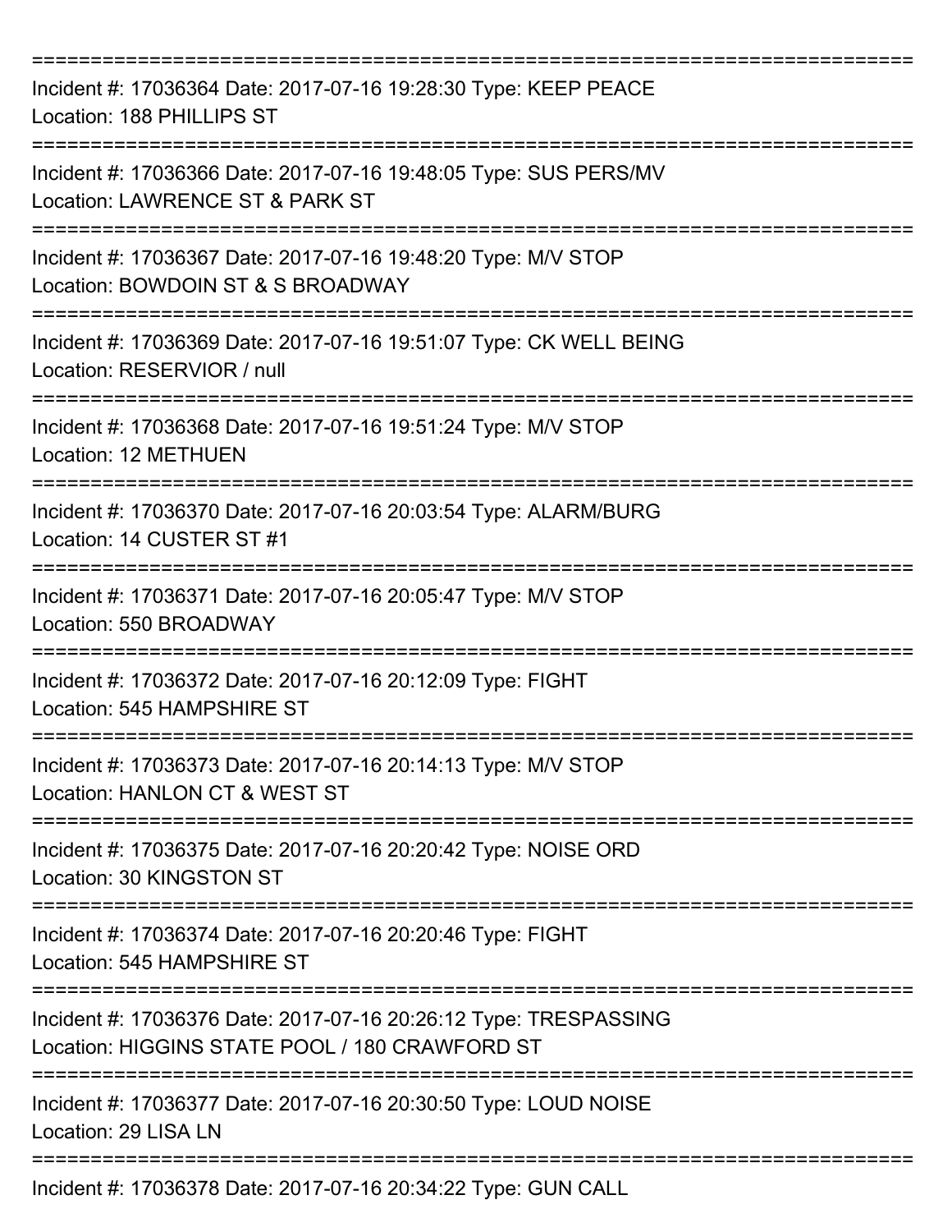===========================================================================

Incident #: 17036364 Date: 2017-07-16 19:28:30 Type: KEEP PEACE
Location: 188 PHILLIPS ST

===========================================================================

Incident #: 17036366 Date: 2017-07-16 19:48:05 Type: SUS PERS/MV
Location: LAWRENCE ST & PARK ST

===========================================================================

Incident #: 17036367 Date: 2017-07-16 19:48:20 Type: M/V STOP
Location: BOWDOIN ST & S BROADWAY

===========================================================================

Incident #: 17036369 Date: 2017-07-16 19:51:07 Type: CK WELL BEING
Location: RESERVIOR / null

===========================================================================

Incident #: 17036368 Date: 2017-07-16 19:51:24 Type: M/V STOP
Location: 12 METHUEN

===========================================================================

Incident #: 17036370 Date: 2017-07-16 20:03:54 Type: ALARM/BURG
Location: 14 CUSTER ST #1

===========================================================================

Incident #: 17036371 Date: 2017-07-16 20:05:47 Type: M/V STOP
Location: 550 BROADWAY

===========================================================================

Incident #: 17036372 Date: 2017-07-16 20:12:09 Type: FIGHT
Location: 545 HAMPSHIRE ST

===========================================================================

Incident #: 17036373 Date: 2017-07-16 20:14:13 Type: M/V STOP
Location: HANLON CT & WEST ST

===========================================================================

Incident #: 17036375 Date: 2017-07-16 20:20:42 Type: NOISE ORD
Location: 30 KINGSTON ST

===========================================================================

Incident #: 17036374 Date: 2017-07-16 20:20:46 Type: FIGHT
Location: 545 HAMPSHIRE ST

===========================================================================

Incident #: 17036376 Date: 2017-07-16 20:26:12 Type: TRESPASSING
Location: HIGGINS STATE POOL / 180 CRAWFORD ST

===========================================================================

Incident #: 17036377 Date: 2017-07-16 20:30:50 Type: LOUD NOISE
Location: 29 LISA LN

===========================================================================

Incident #: 17036378 Date: 2017-07-16 20:34:22 Type: GUN CALL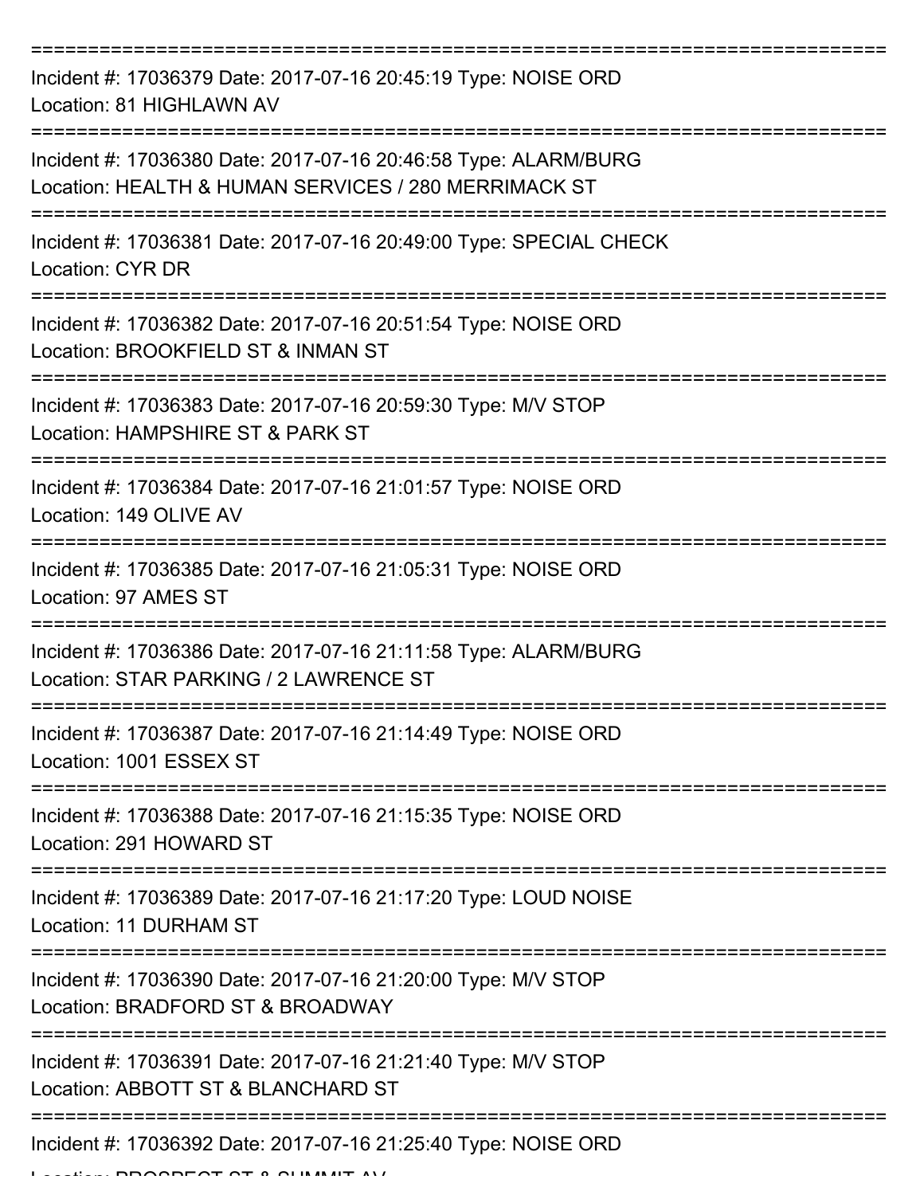Incident #: 17036379 Date: 2017-07-16 20:45:19 Type: NOISE ORD
Location: 81 HIGHLAWN AV

---

Incident #: 17036380 Date: 2017-07-16 20:46:58 Type: ALARM/BURG
Location: HEALTH & HUMAN SERVICES / 280 MERRIMACK ST

---

Incident #: 17036381 Date: 2017-07-16 20:49:00 Type: SPECIAL CHECK
Location: CYR DR

---

Incident #: 17036382 Date: 2017-07-16 20:51:54 Type: NOISE ORD
Location: BROOKFIELD ST & INMAN ST

---

Incident #: 17036383 Date: 2017-07-16 20:59:30 Type: M/V STOP
Location: HAMPSHIRE ST & PARK ST

---

Incident #: 17036384 Date: 2017-07-16 21:01:57 Type: NOISE ORD
Location: 149 OLIVE AV

---

Incident #: 17036385 Date: 2017-07-16 21:05:31 Type: NOISE ORD
Location: 97 AMES ST

---

Incident #: 17036386 Date: 2017-07-16 21:11:58 Type: ALARM/BURG
Location: STAR PARKING / 2 LAWRENCE ST

---

Incident #: 17036387 Date: 2017-07-16 21:14:49 Type: NOISE ORD
Location: 1001 ESSEX ST

---

Incident #: 17036388 Date: 2017-07-16 21:15:35 Type: NOISE ORD
Location: 291 HOWARD ST

---

Incident #: 17036389 Date: 2017-07-16 21:17:20 Type: LOUD NOISE
Location: 11 DURHAM ST

---

Incident #: 17036390 Date: 2017-07-16 21:20:00 Type: M/V STOP
Location: BRADFORD ST & BROADWAY

---

Incident #: 17036391 Date: 2017-07-16 21:21:40 Type: M/V STOP
Location: ABBOTT ST & BLANCHARD ST

---

Incident #: 17036392 Date: 2017-07-16 21:25:40 Type: NOISE ORD
Location: PROSPECT ST & SUMMIT AV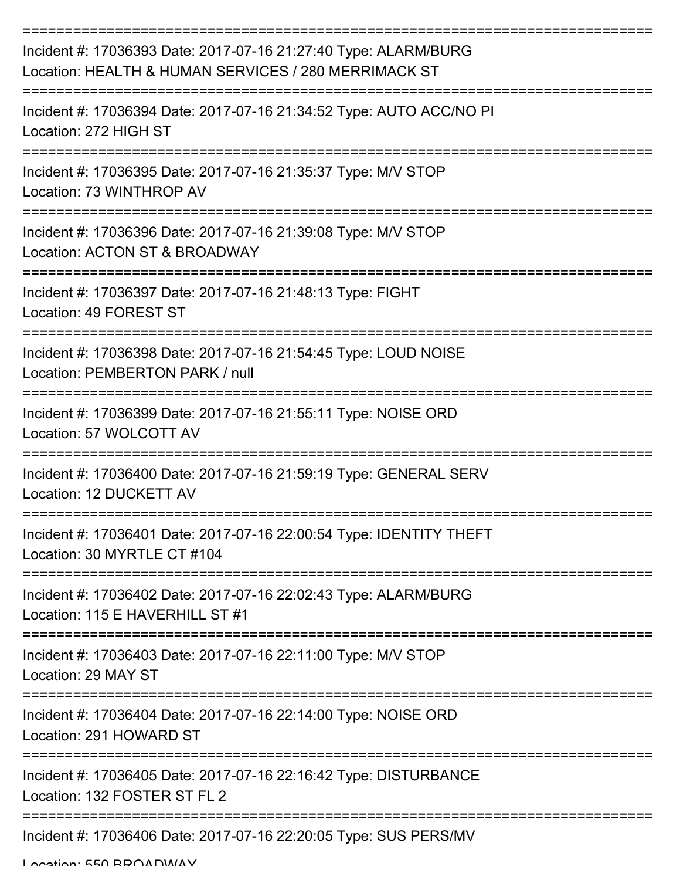===========================================================================
Incident #: 17036393 Date: 2017-07-16 21:27:40 Type: ALARM/BURG
Location: HEALTH & HUMAN SERVICES / 280 MERRIMACK ST
===========================================================================
Incident #: 17036394 Date: 2017-07-16 21:34:52 Type: AUTO ACC/NO PI
Location: 272 HIGH ST
===========================================================================
Incident #: 17036395 Date: 2017-07-16 21:35:37 Type: M/V STOP
Location: 73 WINTHROP AV
===========================================================================
Incident #: 17036396 Date: 2017-07-16 21:39:08 Type: M/V STOP
Location: ACTON ST & BROADWAY
===========================================================================
Incident #: 17036397 Date: 2017-07-16 21:48:13 Type: FIGHT
Location: 49 FOREST ST
===========================================================================
Incident #: 17036398 Date: 2017-07-16 21:54:45 Type: LOUD NOISE
Location: PEMBERTON PARK / null
===========================================================================
Incident #: 17036399 Date: 2017-07-16 21:55:11 Type: NOISE ORD
Location: 57 WOLCOTT AV
===========================================================================
Incident #: 17036400 Date: 2017-07-16 21:59:19 Type: GENERAL SERV
Location: 12 DUCKETT AV
===========================================================================
Incident #: 17036401 Date: 2017-07-16 22:00:54 Type: IDENTITY THEFT
Location: 30 MYRTLE CT #104
===========================================================================
Incident #: 17036402 Date: 2017-07-16 22:02:43 Type: ALARM/BURG
Location: 115 E HAVERHILL ST #1
===========================================================================
Incident #: 17036403 Date: 2017-07-16 22:11:00 Type: M/V STOP
Location: 29 MAY ST
===========================================================================
Incident #: 17036404 Date: 2017-07-16 22:14:00 Type: NOISE ORD
Location: 291 HOWARD ST
===========================================================================
Incident #: 17036405 Date: 2017-07-16 22:16:42 Type: DISTURBANCE
Location: 132 FOSTER ST FL 2
===========================================================================
Incident #: 17036406 Date: 2017-07-16 22:20:05 Type: SUS PERS/MV
Location: 550 BROADWAY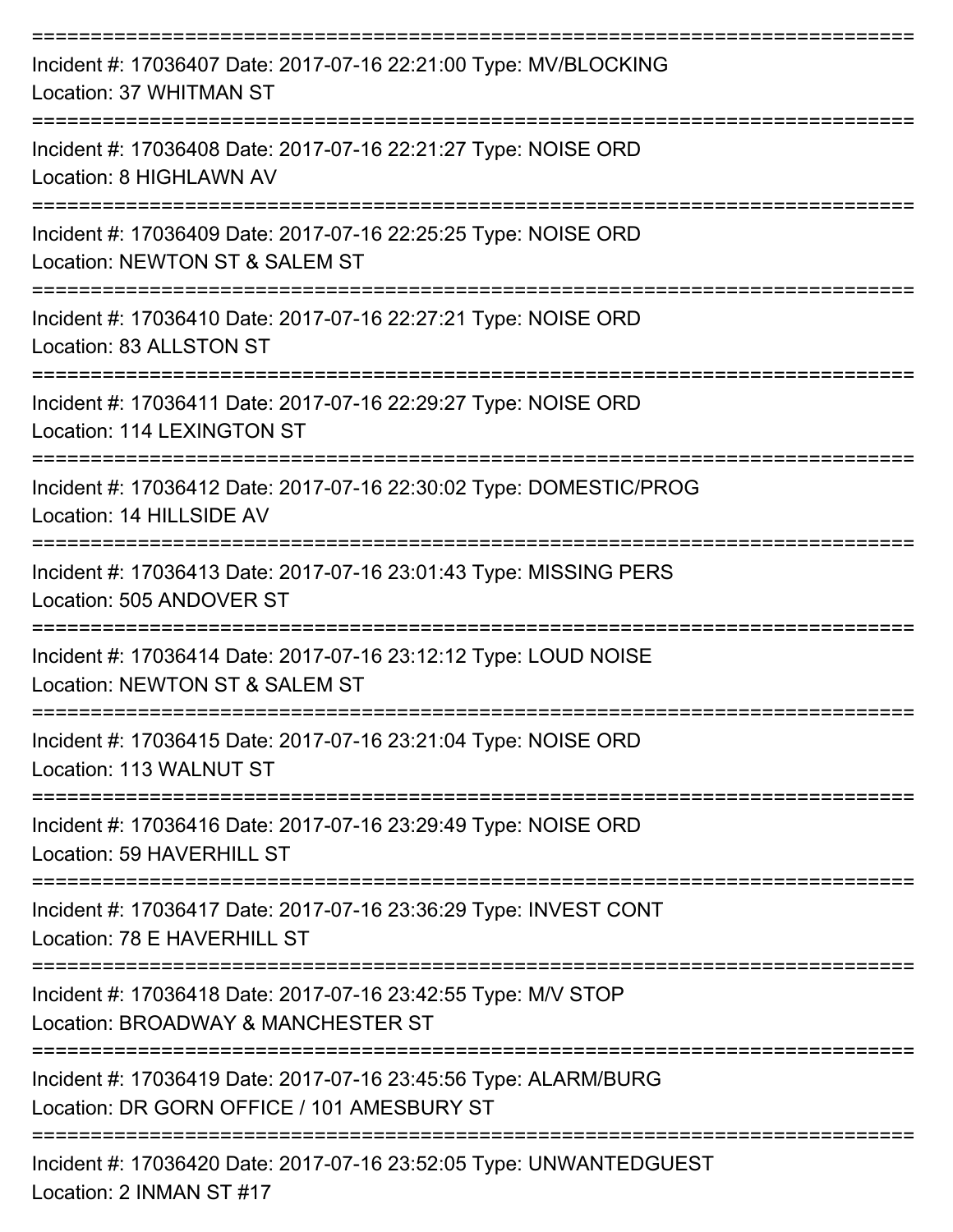===========================================================================
Incident #: 17036407 Date: 2017-07-16 22:21:00 Type: MV/BLOCKING
Location: 37 WHITMAN ST
===========================================================================
Incident #: 17036408 Date: 2017-07-16 22:21:27 Type: NOISE ORD
Location: 8 HIGHLAWN AV
===========================================================================
Incident #: 17036409 Date: 2017-07-16 22:25:25 Type: NOISE ORD
Location: NEWTON ST & SALEM ST
===========================================================================
Incident #: 17036410 Date: 2017-07-16 22:27:21 Type: NOISE ORD
Location: 83 ALLSTON ST
===========================================================================
Incident #: 17036411 Date: 2017-07-16 22:29:27 Type: NOISE ORD
Location: 114 LEXINGTON ST
===========================================================================
Incident #: 17036412 Date: 2017-07-16 22:30:02 Type: DOMESTIC/PROG
Location: 14 HILLSIDE AV
===========================================================================
Incident #: 17036413 Date: 2017-07-16 23:01:43 Type: MISSING PERS
Location: 505 ANDOVER ST
===========================================================================
Incident #: 17036414 Date: 2017-07-16 23:12:12 Type: LOUD NOISE
Location: NEWTON ST & SALEM ST
===========================================================================
Incident #: 17036415 Date: 2017-07-16 23:21:04 Type: NOISE ORD
Location: 113 WALNUT ST
===========================================================================
Incident #: 17036416 Date: 2017-07-16 23:29:49 Type: NOISE ORD
Location: 59 HAVERHILL ST
===========================================================================
Incident #: 17036417 Date: 2017-07-16 23:36:29 Type: INVEST CONT
Location: 78 E HAVERHILL ST
===========================================================================
Incident #: 17036418 Date: 2017-07-16 23:42:55 Type: M/V STOP
Location: BROADWAY & MANCHESTER ST
===========================================================================
Incident #: 17036419 Date: 2017-07-16 23:45:56 Type: ALARM/BURG
Location: DR GORN OFFICE / 101 AMESBURY ST
===========================================================================
Incident #: 17036420 Date: 2017-07-16 23:52:05 Type: UNWANTEDGUEST
Location: 2 INMAN ST #17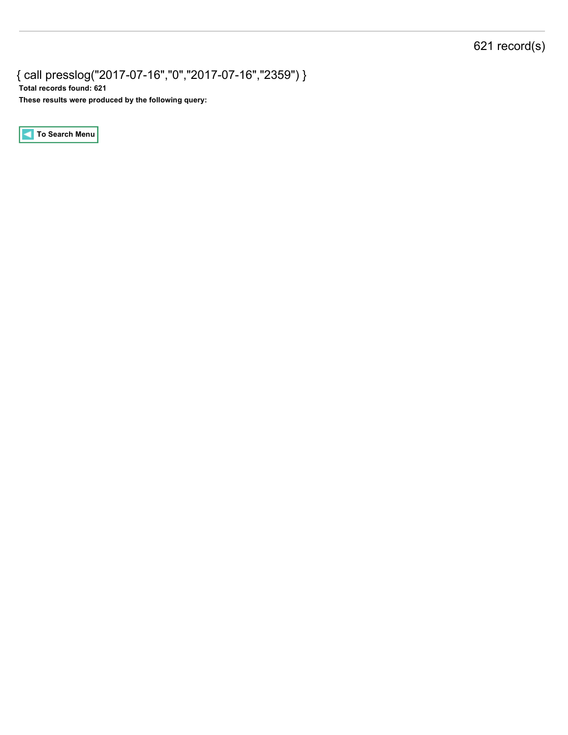621 record(s)

{ call presslog("2017-07-16","0","2017-07-16","2359") }

**Total records found: 621**

**These results were produced by the following query:**

**To Search Menu**